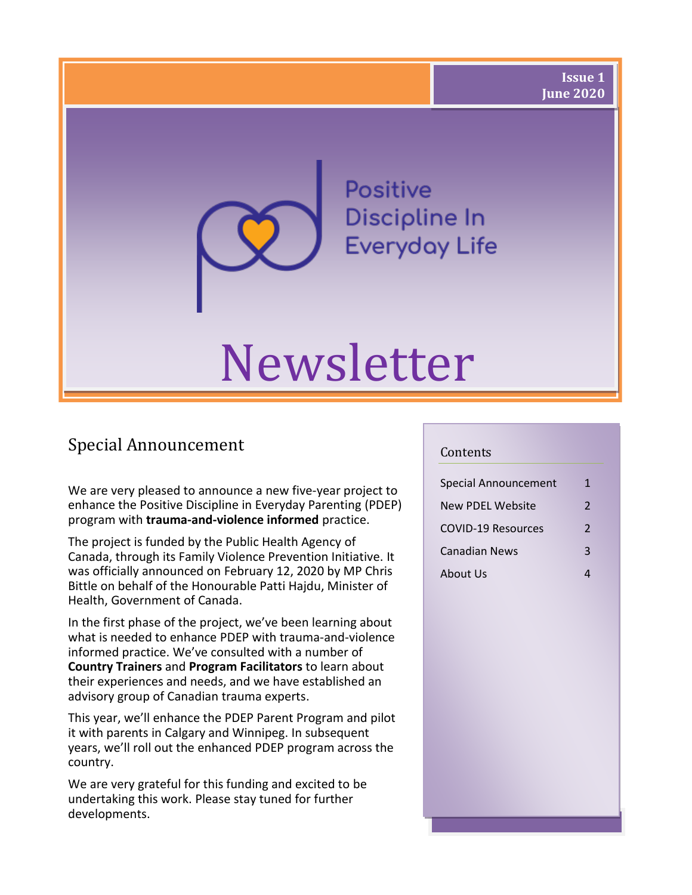Issue 1
June 2020

Positive Discipline In Everyday Life

# Newsletter

## Special Announcement

We are very pleased to announce a new five-year project to enhance the Positive Discipline in Everyday Parenting (PDEP) program with **trauma-and-violence informed** practice.

The project is funded by the Public Health Agency of Canada, through its Family Violence Prevention Initiative. It was officially announced on February 12, 2020 by MP Chris Bittle on behalf of the Honourable Patti Hajdu, Minister of Health, Government of Canada.

In the first phase of the project, we've been learning about what is needed to enhance PDEP with trauma-and-violence informed practice. We've consulted with a number of **Country Trainers** and **Program Facilitators** to learn about their experiences and needs, and we have established an advisory group of Canadian trauma experts.

This year, we'll enhance the PDEP Parent Program and pilot it with parents in Calgary and Winnipeg. In subsequent years, we'll roll out the enhanced PDEP program across the country.

We are very grateful for this funding and excited to be undertaking this work. Please stay tuned for further developments.

### Contents

| | |
|---|---|
| Special Announcement | 1 |
| New PDEL Website | 2 |
| COVID-19 Resources | 2 |
| Canadian News | 3 |
| About Us | 4 |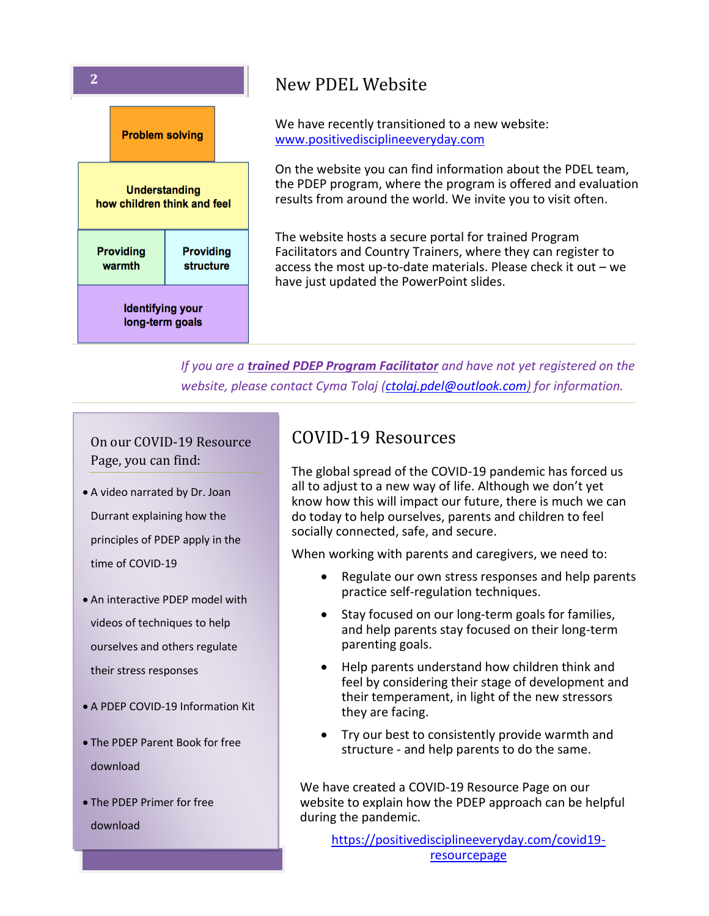Problem solving

Understanding how children think and feel

Providing warmth | Providing structure

Identifying your long-term goals

## New PDEL Website

We have recently transitioned to a new website: [www.positivedisciplineeveryday.com](http://www.positivedisciplineeveryday.com)

On the website you can find information about the PDEL team, the PDEP program, where the program is offered and evaluation results from around the world. We invite you to visit often.

The website hosts a secure portal for trained Program Facilitators and Country Trainers, where they can register to access the most up-to-date materials. Please check it out – we have just updated the PowerPoint slides.

*If you are a **trained PDEP Program Facilitator** and have not yet registered on the website, please contact Cyma Tolaj (ctolaj.pdel@outlook.com) for information.*

On our COVID-19 Resource Page, you can find:

- A video narrated by Dr. Joan Durrant explaining how the principles of PDEP apply in the time of COVID-19
- An interactive PDEP model with videos of techniques to help ourselves and others regulate their stress responses
- A PDEP COVID-19 Information Kit
- The PDEP Parent Book for free download
- The PDEP Primer for free download

## COVID-19 Resources

The global spread of the COVID-19 pandemic has forced us all to adjust to a new way of life. Although we don't yet know how this will impact our future, there is much we can do today to help ourselves, parents and children to feel socially connected, safe, and secure.

When working with parents and caregivers, we need to:

- Regulate our own stress responses and help parents practice self-regulation techniques.
- Stay focused on our long-term goals for families, and help parents stay focused on their long-term parenting goals.
- Help parents understand how children think and feel by considering their stage of development and their temperament, in light of the new stressors they are facing.
- Try our best to consistently provide warmth and structure - and help parents to do the same.

We have created a COVID-19 Resource Page on our website to explain how the PDEP approach can be helpful during the pandemic.

[https://positivedisciplineeveryday.com/covid19-resourcepage](https://positivedisciplineeveryday.com/covid19-resourcepage)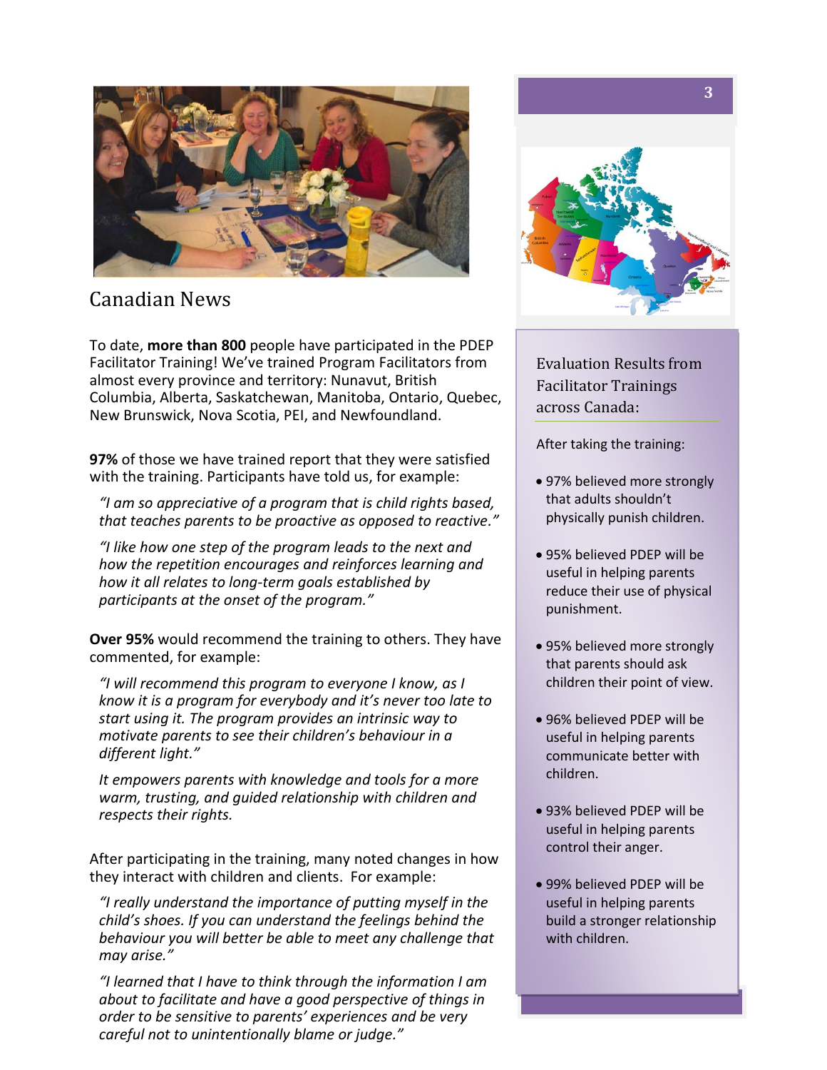## Canadian News

To date, **more than 800** people have participated in the PDEP Facilitator Training! We've trained Program Facilitators from almost every province and territory: Nunavut, British Columbia, Alberta, Saskatchewan, Manitoba, Ontario, Quebec, New Brunswick, Nova Scotia, PEI, and Newfoundland.

**97%** of those we have trained report that they were satisfied with the training. Participants have told us, for example:

*"I am so appreciative of a program that is child rights based, that teaches parents to be proactive as opposed to reactive."*

*"I like how one step of the program leads to the next and how the repetition encourages and reinforces learning and how it all relates to long-term goals established by participants at the onset of the program."*

**Over 95%** would recommend the training to others. They have commented, for example:

*"I will recommend this program to everyone I know, as I know it is a program for everybody and it's never too late to start using it. The program provides an intrinsic way to motivate parents to see their children's behaviour in a different light."*

*It empowers parents with knowledge and tools for a more warm, trusting, and guided relationship with children and respects their rights.*

After participating in the training, many noted changes in how they interact with children and clients. For example:

*"I really understand the importance of putting myself in the child's shoes. If you can understand the feelings behind the behaviour you will better be able to meet any challenge that may arise."*

*"I learned that I have to think through the information I am about to facilitate and have a good perspective of things in order to be sensitive to parents' experiences and be very careful not to unintentionally blame or judge."*

### Evaluation Results from Facilitator Trainings across Canada:

After taking the training:

- 97% believed more strongly that adults shouldn't physically punish children.
- 95% believed PDEP will be useful in helping parents reduce their use of physical punishment.
- 95% believed more strongly that parents should ask children their point of view.
- 96% believed PDEP will be useful in helping parents communicate better with children.
- 93% believed PDEP will be useful in helping parents control their anger.
- 99% believed PDEP will be useful in helping parents build a stronger relationship with children.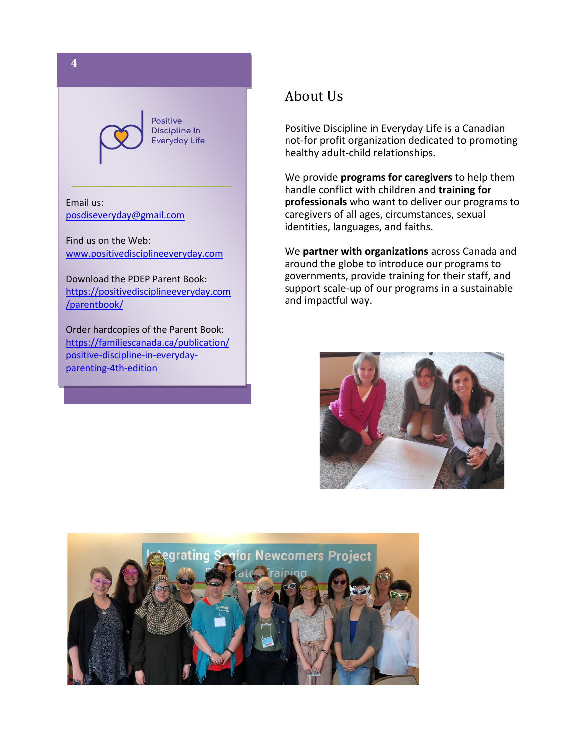Positive Discipline In Everyday Life

Email us:
[posdiseveryday@gmail.com](mailto:posdiseveryday@gmail.com)

Find us on the Web:
[www.positivedisciplineeveryday.com](http://www.positivedisciplineeveryday.com)

Download the PDEP Parent Book:
[https://positivedisciplineeveryday.com/parentbook/](https://positivedisciplineeveryday.com/parentbook/)

Order hardcopies of the Parent Book:
[https://familiescanada.ca/publication/positive-discipline-in-everyday-parenting-4th-edition](https://familiescanada.ca/publication/positive-discipline-in-everyday-parenting-4th-edition)

## About Us

Positive Discipline in Everyday Life is a Canadian not-for profit organization dedicated to promoting healthy adult-child relationships.

We provide **programs for caregivers** to help them handle conflict with children and **training for professionals** who want to deliver our programs to caregivers of all ages, circumstances, sexual identities, languages, and faiths.

We **partner with organizations** across Canada and around the globe to introduce our programs to governments, provide training for their staff, and support scale-up of our programs in a sustainable and impactful way.